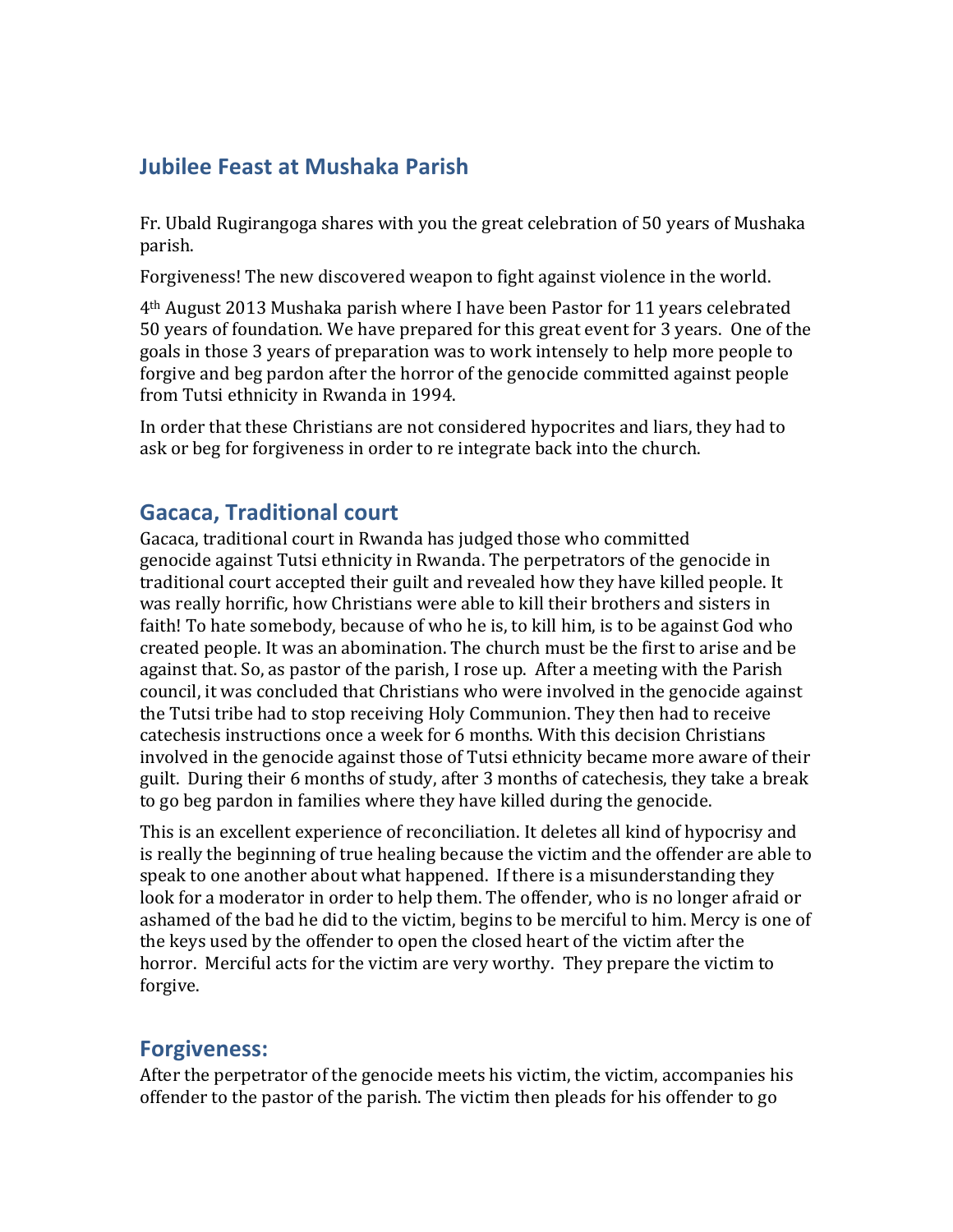## Jubilee Feast at Mushaka Parish

Fr. Ubald Rugirangoga shares with you the great celebration of 50 years of Mushaka parish.

Forgiveness! The new discovered weapon to fight against violence in the world.

4th August 2013 Mushaka parish where I have been Pastor for 11 years celebrated 50 years of foundation. We have prepared for this great event for 3 years. One of the goals in those 3 years of preparation was to work intensely to help more people to forgive and beg pardon after the horror of the genocide committed against people from Tutsi ethnicity in Rwanda in 1994.

In order that these Christians are not considered hypocrites and liars, they had to ask or beg for forgiveness in order to re integrate back into the church.

## Gacaca, Traditional court

Gacaca, traditional court in Rwanda has judged those who committed genocide against Tutsi ethnicity in Rwanda. The perpetrators of the genocide in traditional court accepted their guilt and revealed how they have killed people. It was really horrific, how Christians were able to kill their brothers and sisters in faith! To hate somebody, because of who he is, to kill him, is to be against God who created people. It was an abomination. The church must be the first to arise and be against that. So, as pastor of the parish, I rose up. After a meeting with the Parish council, it was concluded that Christians who were involved in the genocide against the Tutsi tribe had to stop receiving Holy Communion. They then had to receive catechesis instructions once a week for 6 months. With this decision Christians involved in the genocide against those of Tutsi ethnicity became more aware of their guilt. During their 6 months of study, after 3 months of catechesis, they take a break to go beg pardon in families where they have killed during the genocide.

This is an excellent experience of reconciliation. It deletes all kind of hypocrisy and is really the beginning of true healing because the victim and the offender are able to speak to one another about what happened. If there is a misunderstanding they look for a moderator in order to help them. The offender, who is no longer afraid or ashamed of the bad he did to the victim, begins to be merciful to him. Mercy is one of the keys used by the offender to open the closed heart of the victim after the horror. Merciful acts for the victim are very worthy. They prepare the victim to forgive.

## Forgiveness:

After the perpetrator of the genocide meets his victim, the victim, accompanies his offender to the pastor of the parish. The victim then pleads for his offender to go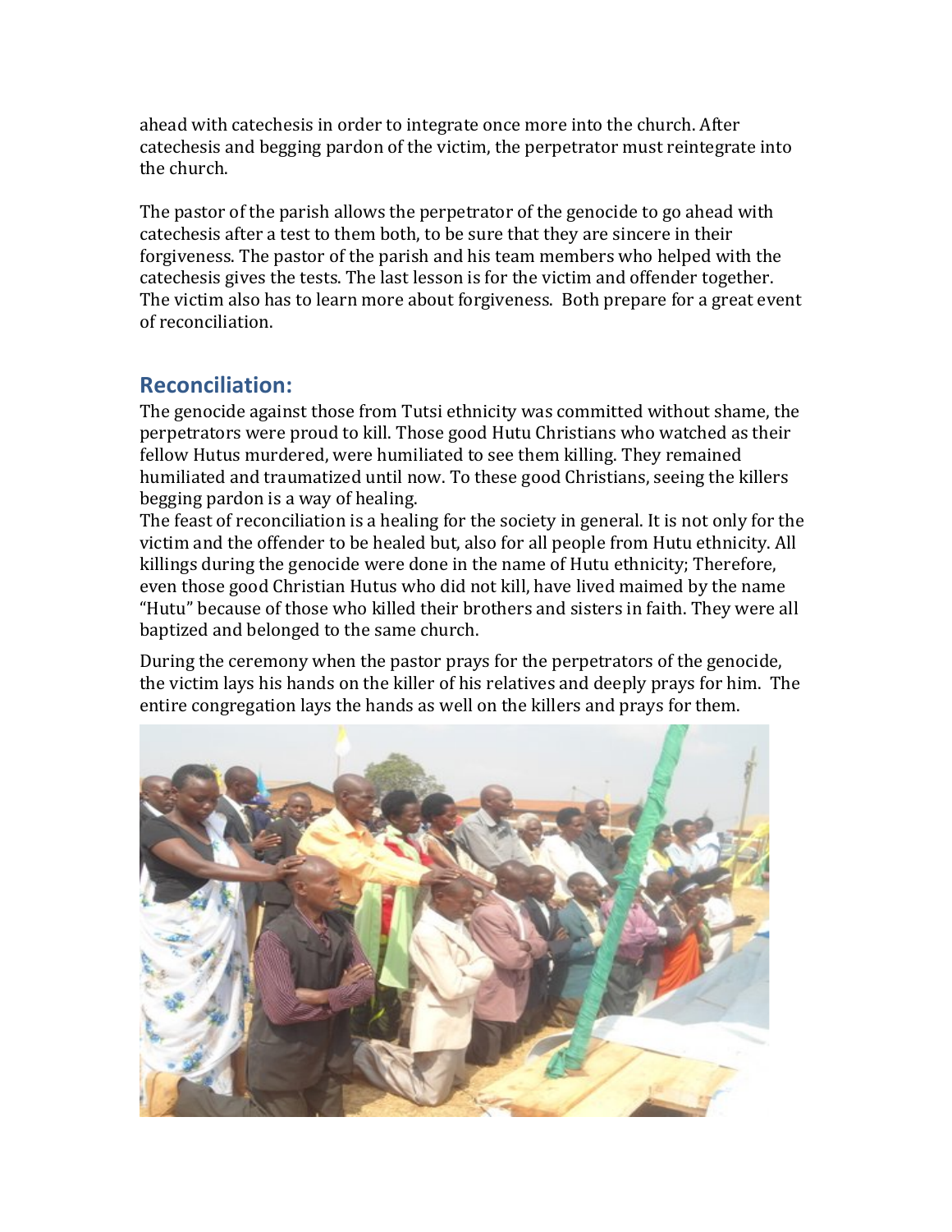ahead with catechesis in order to integrate once more into the church. After catechesis and begging pardon of the victim, the perpetrator must reintegrate into the church.

The pastor of the parish allows the perpetrator of the genocide to go ahead with catechesis after a test to them both, to be sure that they are sincere in their forgiveness. The pastor of the parish and his team members who helped with the catechesis gives the tests. The last lesson is for the victim and offender together. The victim also has to learn more about forgiveness. Both prepare for a great event of reconciliation.

## Reconciliation:

The genocide against those from Tutsi ethnicity was committed without shame, the perpetrators were proud to kill. Those good Hutu Christians who watched as their fellow Hutus murdered, were humiliated to see them killing. They remained humiliated and traumatized until now. To these good Christians, seeing the killers begging pardon is a way of healing.

The feast of reconciliation is a healing for the society in general. It is not only for the victim and the offender to be healed but, also for all people from Hutu ethnicity. All killings during the genocide were done in the name of Hutu ethnicity; Therefore, even those good Christian Hutus who did not kill, have lived maimed by the name "Hutu" because of those who killed their brothers and sisters in faith. They were all baptized and belonged to the same church.

During the ceremony when the pastor prays for the perpetrators of the genocide, the victim lays his hands on the killer of his relatives and deeply prays for him. The entire congregation lays the hands as well on the killers and prays for them.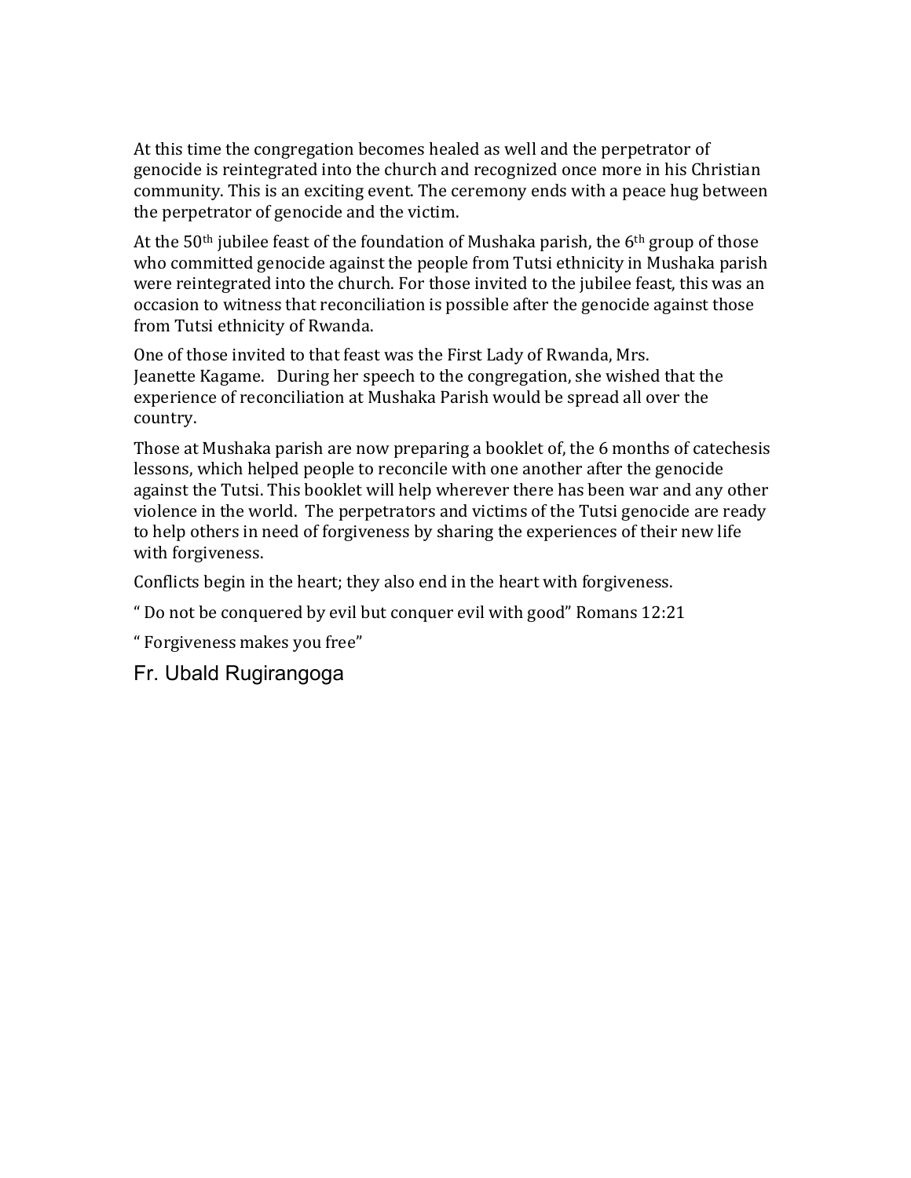At this time the congregation becomes healed as well and the perpetrator of genocide is reintegrated into the church and recognized once more in his Christian community. This is an exciting event. The ceremony ends with a peace hug between the perpetrator of genocide and the victim.

At the 50th jubilee feast of the foundation of Mushaka parish, the 6th group of those who committed genocide against the people from Tutsi ethnicity in Mushaka parish were reintegrated into the church. For those invited to the jubilee feast, this was an occasion to witness that reconciliation is possible after the genocide against those from Tutsi ethnicity of Rwanda.

One of those invited to that feast was the First Lady of Rwanda, Mrs. Jeanette Kagame. During her speech to the congregation, she wished that the experience of reconciliation at Mushaka Parish would be spread all over the country.

Those at Mushaka parish are now preparing a booklet of, the 6 months of catechesis lessons, which helped people to reconcile with one another after the genocide against the Tutsi. This booklet will help wherever there has been war and any other violence in the world. The perpetrators and victims of the Tutsi genocide are ready to help others in need of forgiveness by sharing the experiences of their new life with forgiveness.

Conflicts begin in the heart; they also end in the heart with forgiveness.

" Do not be conquered by evil but conquer evil with good" Romans 12:21

" Forgiveness makes you free"

Fr. Ubald Rugirangoga